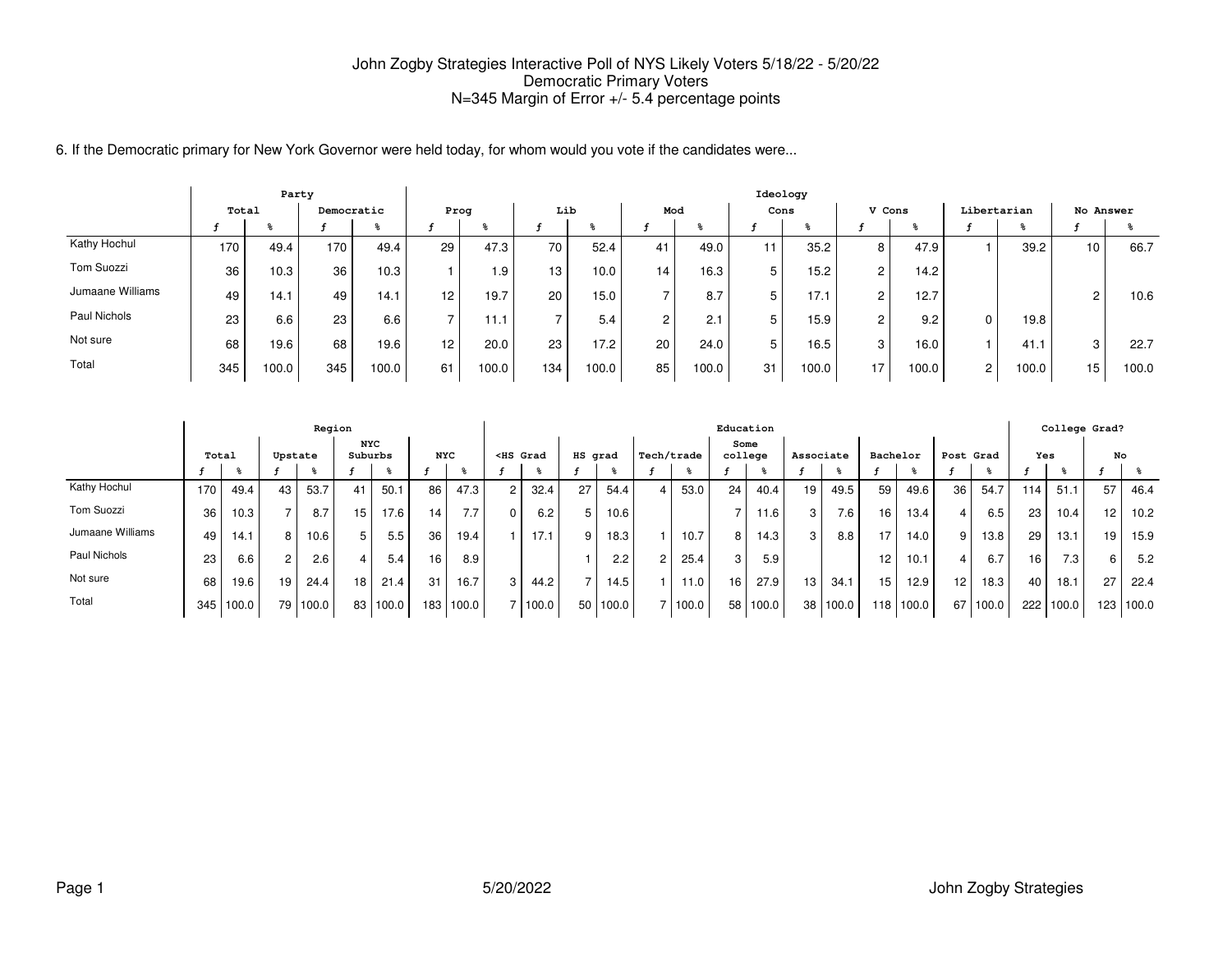# John Zogby Strategies Interactive Poll of NYS Likely Voters 5/18/22 - 5/20/22
## Democratic Primary Voters
### N=345 Margin of Error +/- 5.4 percentage points

6. If the Democratic primary for New York Governor were held today, for whom would you vote if the candidates were...

| | Party | | | | Ideology | | | | | | | | | | | | | |
|---|---|---|---|---|---|---|---|---|---|---|---|---|---|---|---|---|---|---|
| | Total | | Democratic | | Prog | | Lib | | Mod | | Cons | | V Cons | | Libertarian | | No Answer | |
| | ƒ | % | ƒ | % | ƒ | % | ƒ | % | ƒ | % | ƒ | % | ƒ | % | ƒ | % | ƒ | % |
| Kathy Hochul | 170 | 49.4 | 170 | 49.4 | 29 | 47.3 | 70 | 52.4 | 41 | 49.0 | 11 | 35.2 | 8 | 47.9 | 1 | 39.2 | 10 | 66.7 |
| Tom Suozzi | 36 | 10.3 | 36 | 10.3 | 1 | 1.9 | 13 | 10.0 | 14 | 16.3 | 5 | 15.2 | 2 | 14.2 | | | | |
| Jumaane Williams | 49 | 14.1 | 49 | 14.1 | 12 | 19.7 | 20 | 15.0 | 7 | 8.7 | 5 | 17.1 | 2 | 12.7 | | | 2 | 10.6 |
| Paul Nichols | 23 | 6.6 | 23 | 6.6 | 7 | 11.1 | 7 | 5.4 | 2 | 2.1 | 5 | 15.9 | 2 | 9.2 | 0 | 19.8 | | |
| Not sure | 68 | 19.6 | 68 | 19.6 | 12 | 20.0 | 23 | 17.2 | 20 | 24.0 | 5 | 16.5 | 3 | 16.0 | 1 | 41.1 | 3 | 22.7 |
| Total | 345 | 100.0 | 345 | 100.0 | 61 | 100.0 | 134 | 100.0 | 85 | 100.0 | 31 | 100.0 | 17 | 100.0 | 2 | 100.0 | 15 | 100.0 |

| | Region | | | | | | | | Education | | | | | | | | | | | | | | College Grad? | | | |
|---|---|---|---|---|---|---|---|---|---|---|---|---|---|---|---|---|---|---|---|---|---|---|---|---|---|---|
| | Total | | Upstate | | NYC Suburbs | | NYC | | <HS Grad | | HS grad | | Tech/trade | | Some college | | Associate | | Bachelor | | Post Grad | | Yes | | No | |
| | ƒ | % | ƒ | % | ƒ | % | ƒ | % | ƒ | % | ƒ | % | ƒ | % | ƒ | % | ƒ | % | ƒ | % | ƒ | % | ƒ | % | ƒ | % |
| Kathy Hochul | 170 | 49.4 | 43 | 53.7 | 41 | 50.1 | 86 | 47.3 | 2 | 32.4 | 27 | 54.4 | 4 | 53.0 | 24 | 40.4 | 19 | 49.5 | 59 | 49.6 | 36 | 54.7 | 114 | 51.1 | 57 | 46.4 |
| Tom Suozzi | 36 | 10.3 | 7 | 8.7 | 15 | 17.6 | 14 | 7.7 | 0 | 6.2 | 5 | 10.6 | | | 7 | 11.6 | 3 | 7.6 | 16 | 13.4 | 4 | 6.5 | 23 | 10.4 | 12 | 10.2 |
| Jumaane Williams | 49 | 14.1 | 8 | 10.6 | 5 | 5.5 | 36 | 19.4 | 1 | 17.1 | 9 | 18.3 | 1 | 10.7 | 8 | 14.3 | 3 | 8.8 | 17 | 14.0 | 9 | 13.8 | 29 | 13.1 | 19 | 15.9 |
| Paul Nichols | 23 | 6.6 | 2 | 2.6 | 4 | 5.4 | 16 | 8.9 | | | 1 | 2.2 | 2 | 25.4 | 3 | 5.9 | | | 12 | 10.1 | 4 | 6.7 | 16 | 7.3 | 6 | 5.2 |
| Not sure | 68 | 19.6 | 19 | 24.4 | 18 | 21.4 | 31 | 16.7 | 3 | 44.2 | 7 | 14.5 | 1 | 11.0 | 16 | 27.9 | 13 | 34.1 | 15 | 12.9 | 12 | 18.3 | 40 | 18.1 | 27 | 22.4 |
| Total | 345 | 100.0 | 79 | 100.0 | 83 | 100.0 | 183 | 100.0 | 7 | 100.0 | 50 | 100.0 | 7 | 100.0 | 58 | 100.0 | 38 | 100.0 | 118 | 100.0 | 67 | 100.0 | 222 | 100.0 | 123 | 100.0 |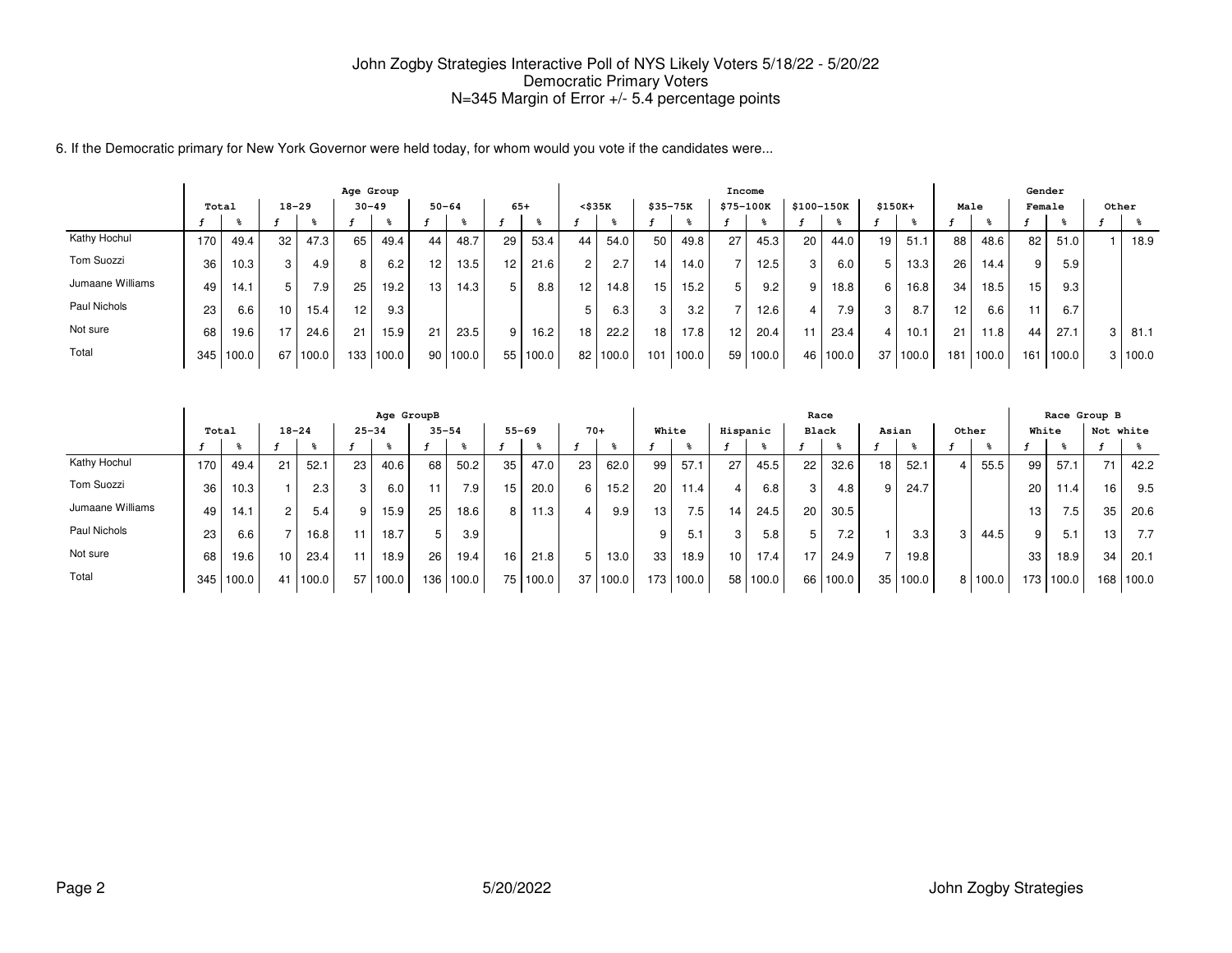John Zogby Strategies Interactive Poll of NYS Likely Voters 5/18/22 - 5/20/22
Democratic Primary Voters
N=345 Margin of Error +/- 5.4 percentage points

6. If the Democratic primary for New York Governor were held today, for whom would you vote if the candidates were...

| | Total | | Age Group | | | | | | | | Income | | | | | | | | | | Gender | | | | | |
|---|---|---|---|---|---|---|---|---|---|---|---|---|---|---|---|---|---|---|---|---|---|---|---|---|---|---|
| | | | 18-29 | | 30-49 | | 50-64 | | 65+ | | <$35K | | $35-75K | | $75-100K | | $100-150K | | $150K+ | | Male | | Female | | Other | |
| | f | % | f | % | f | % | f | % | f | % | f | % | f | % | f | % | f | % | f | % | f | % | f | % | f | % |
| Kathy Hochul | 170 | 49.4 | 32 | 47.3 | 65 | 49.4 | 44 | 48.7 | 29 | 53.4 | 44 | 54.0 | 50 | 49.8 | 27 | 45.3 | 20 | 44.0 | 19 | 51.1 | 88 | 48.6 | 82 | 51.0 | 1 | 18.9 |
| Tom Suozzi | 36 | 10.3 | 3 | 4.9 | 8 | 6.2 | 12 | 13.5 | 12 | 21.6 | 2 | 2.7 | 14 | 14.0 | 7 | 12.5 | 3 | 6.0 | 5 | 13.3 | 26 | 14.4 | 9 | 5.9 | | |
| Jumaane Williams | 49 | 14.1 | 5 | 7.9 | 25 | 19.2 | 13 | 14.3 | 5 | 8.8 | 12 | 14.8 | 15 | 15.2 | 5 | 9.2 | 9 | 18.8 | 6 | 16.8 | 34 | 18.5 | 15 | 9.3 | | |
| Paul Nichols | 23 | 6.6 | 10 | 15.4 | 12 | 9.3 | | | | | 5 | 6.3 | 3 | 3.2 | 7 | 12.6 | 4 | 7.9 | 3 | 8.7 | 12 | 6.6 | 11 | 6.7 | | |
| Not sure | 68 | 19.6 | 17 | 24.6 | 21 | 15.9 | 21 | 23.5 | 9 | 16.2 | 18 | 22.2 | 18 | 17.8 | 12 | 20.4 | 11 | 23.4 | 4 | 10.1 | 21 | 11.8 | 44 | 27.1 | 3 | 81.1 |
| Total | 345 | 100.0 | 67 | 100.0 | 133 | 100.0 | 90 | 100.0 | 55 | 100.0 | 82 | 100.0 | 101 | 100.0 | 59 | 100.0 | 46 | 100.0 | 37 | 100.0 | 181 | 100.0 | 161 | 100.0 | 3 | 100.0 |

| | Total | | Age GroupB | | | | | | | | | | Race | | | | | | | | | | Race Group B | | | |
|---|---|---|---|---|---|---|---|---|---|---|---|---|---|---|---|---|---|---|---|---|---|---|---|---|---|---|
| | | | 18-24 | | 25-34 | | 35-54 | | 55-69 | | 70+ | | White | | Hispanic | | Black | | Asian | | Other | | White | | Not white | |
| | f | % | f | % | f | % | f | % | f | % | f | % | f | % | f | % | f | % | f | % | f | % | f | % | f | % |
| Kathy Hochul | 170 | 49.4 | 21 | 52.1 | 23 | 40.6 | 68 | 50.2 | 35 | 47.0 | 23 | 62.0 | 99 | 57.1 | 27 | 45.5 | 22 | 32.6 | 18 | 52.1 | 4 | 55.5 | 99 | 57.1 | 71 | 42.2 |
| Tom Suozzi | 36 | 10.3 | 1 | 2.3 | 3 | 6.0 | 11 | 7.9 | 15 | 20.0 | 6 | 15.2 | 20 | 11.4 | 4 | 6.8 | 3 | 4.8 | 9 | 24.7 | | | 20 | 11.4 | 16 | 9.5 |
| Jumaane Williams | 49 | 14.1 | 2 | 5.4 | 9 | 15.9 | 25 | 18.6 | 8 | 11.3 | 4 | 9.9 | 13 | 7.5 | 14 | 24.5 | 20 | 30.5 | | | | | 13 | 7.5 | 35 | 20.6 |
| Paul Nichols | 23 | 6.6 | 7 | 16.8 | 11 | 18.7 | 5 | 3.9 | | | | | 9 | 5.1 | 3 | 5.8 | 5 | 7.2 | 1 | 3.3 | 3 | 44.5 | 9 | 5.1 | 13 | 7.7 |
| Not sure | 68 | 19.6 | 10 | 23.4 | 11 | 18.9 | 26 | 19.4 | 16 | 21.8 | 5 | 13.0 | 33 | 18.9 | 10 | 17.4 | 17 | 24.9 | 7 | 19.8 | | | 33 | 18.9 | 34 | 20.1 |
| Total | 345 | 100.0 | 41 | 100.0 | 57 | 100.0 | 136 | 100.0 | 75 | 100.0 | 37 | 100.0 | 173 | 100.0 | 58 | 100.0 | 66 | 100.0 | 35 | 100.0 | 8 | 100.0 | 173 | 100.0 | 168 | 100.0 |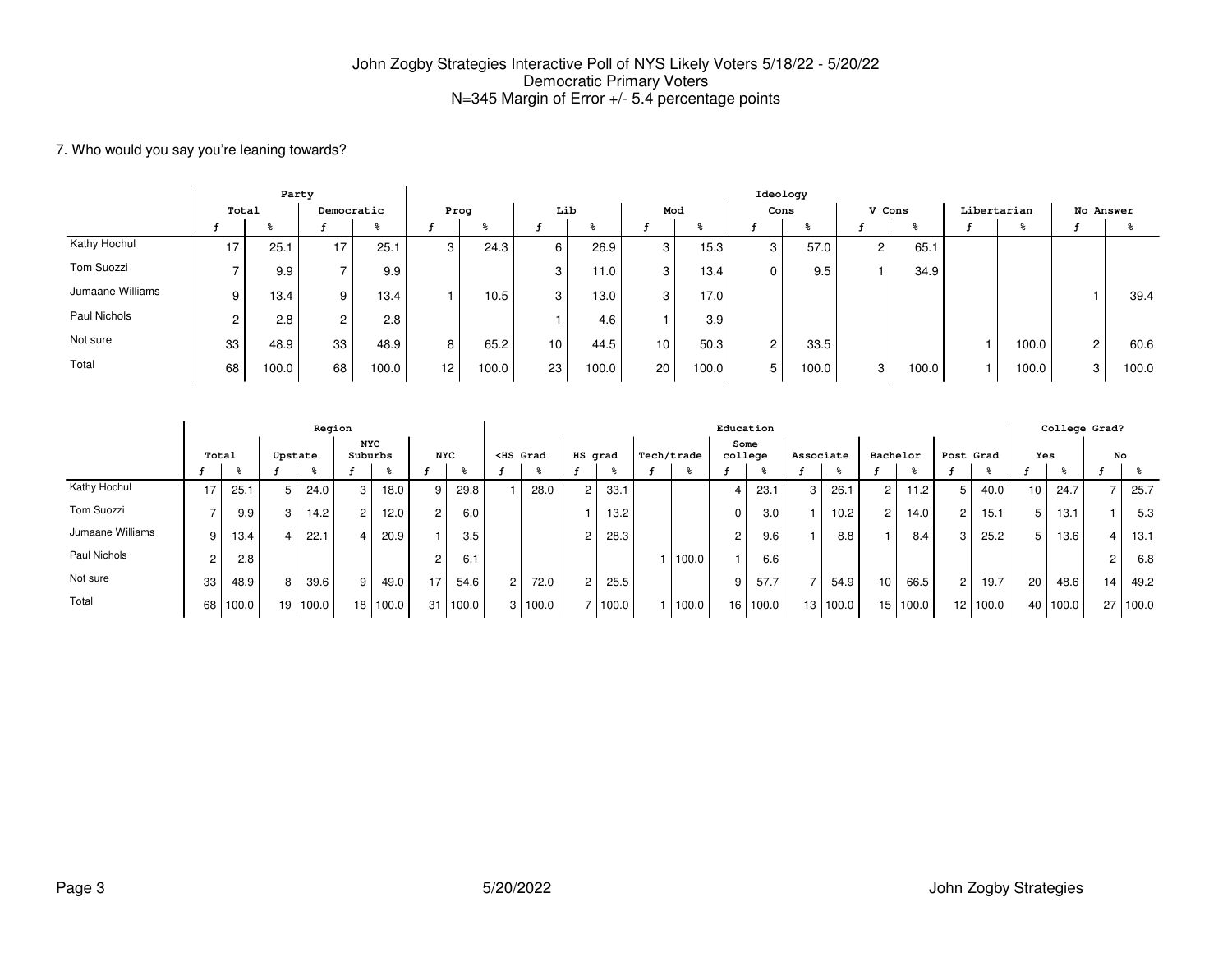John Zogby Strategies Interactive Poll of NYS Likely Voters 5/18/22 - 5/20/22
Democratic Primary Voters
N=345 Margin of Error +/- 5.4 percentage points

7. Who would you say you're leaning towards?

| | Party | | | | Ideology | | | | | | | | | | | | | |
|---|---|---|---|---|---|---|---|---|---|---|---|---|---|---|---|---|---|---|
| | Total | | Democratic | | Prog | | Lib | | Mod | | Cons | | V Cons | | Libertarian | | No Answer | |
| | f | % | f | % | f | % | f | % | f | % | f | % | f | % | f | % | f | % |
| Kathy Hochul | 17 | 25.1 | 17 | 25.1 | 3 | 24.3 | 6 | 26.9 | 3 | 15.3 | 3 | 57.0 | 2 | 65.1 | | | | |
| Tom Suozzi | 7 | 9.9 | 7 | 9.9 | | | 3 | 11.0 | 3 | 13.4 | 0 | 9.5 | 1 | 34.9 | | | | |
| Jumaane Williams | 9 | 13.4 | 9 | 13.4 | 1 | 10.5 | 3 | 13.0 | 3 | 17.0 | | | | | | | 1 | 39.4 |
| Paul Nichols | 2 | 2.8 | 2 | 2.8 | | | 1 | 4.6 | 1 | 3.9 | | | | | | | | |
| Not sure | 33 | 48.9 | 33 | 48.9 | 8 | 65.2 | 10 | 44.5 | 10 | 50.3 | 2 | 33.5 | | | 1 | 100.0 | 2 | 60.6 |
| Total | 68 | 100.0 | 68 | 100.0 | 12 | 100.0 | 23 | 100.0 | 20 | 100.0 | 5 | 100.0 | 3 | 100.0 | 1 | 100.0 | 3 | 100.0 |

| | Region | | | | | | | | Education | | | | | | | | | | | | | | College Grad? | | | |
|---|---|---|---|---|---|---|---|---|---|---|---|---|---|---|---|---|---|---|---|---|---|---|---|---|---|---|
| | Total | | Upstate | | NYC Suburbs | | NYC | | <HS Grad | | HS grad | | Tech/trade | | Some college | | Associate | | Bachelor | | Post Grad | | Yes | | No | |
| | f | % | f | % | f | % | f | % | f | % | f | % | f | % | f | % | f | % | f | % | f | % | f | % | f | % |
| Kathy Hochul | 17 | 25.1 | 5 | 24.0 | 3 | 18.0 | 9 | 29.8 | 1 | 28.0 | 2 | 33.1 | | | 4 | 23.1 | 3 | 26.1 | 2 | 11.2 | 5 | 40.0 | 10 | 24.7 | 7 | 25.7 |
| Tom Suozzi | 7 | 9.9 | 3 | 14.2 | 2 | 12.0 | 2 | 6.0 | | | 1 | 13.2 | | | 0 | 3.0 | 1 | 10.2 | 2 | 14.0 | 2 | 15.1 | 5 | 13.1 | 1 | 5.3 |
| Jumaane Williams | 9 | 13.4 | 4 | 22.1 | 4 | 20.9 | 1 | 3.5 | | | 2 | 28.3 | | | 2 | 9.6 | 1 | 8.8 | 1 | 8.4 | 3 | 25.2 | 5 | 13.6 | 4 | 13.1 |
| Paul Nichols | 2 | 2.8 | | | | | 2 | 6.1 | | | | | 1 | 100.0 | 1 | 6.6 | | | | | | | | | 2 | 6.8 |
| Not sure | 33 | 48.9 | 8 | 39.6 | 9 | 49.0 | 17 | 54.6 | 2 | 72.0 | 2 | 25.5 | | | 9 | 57.7 | 7 | 54.9 | 10 | 66.5 | 2 | 19.7 | 20 | 48.6 | 14 | 49.2 |
| Total | 68 | 100.0 | 19 | 100.0 | 18 | 100.0 | 31 | 100.0 | 3 | 100.0 | 7 | 100.0 | 1 | 100.0 | 16 | 100.0 | 13 | 100.0 | 15 | 100.0 | 12 | 100.0 | 40 | 100.0 | 27 | 100.0 |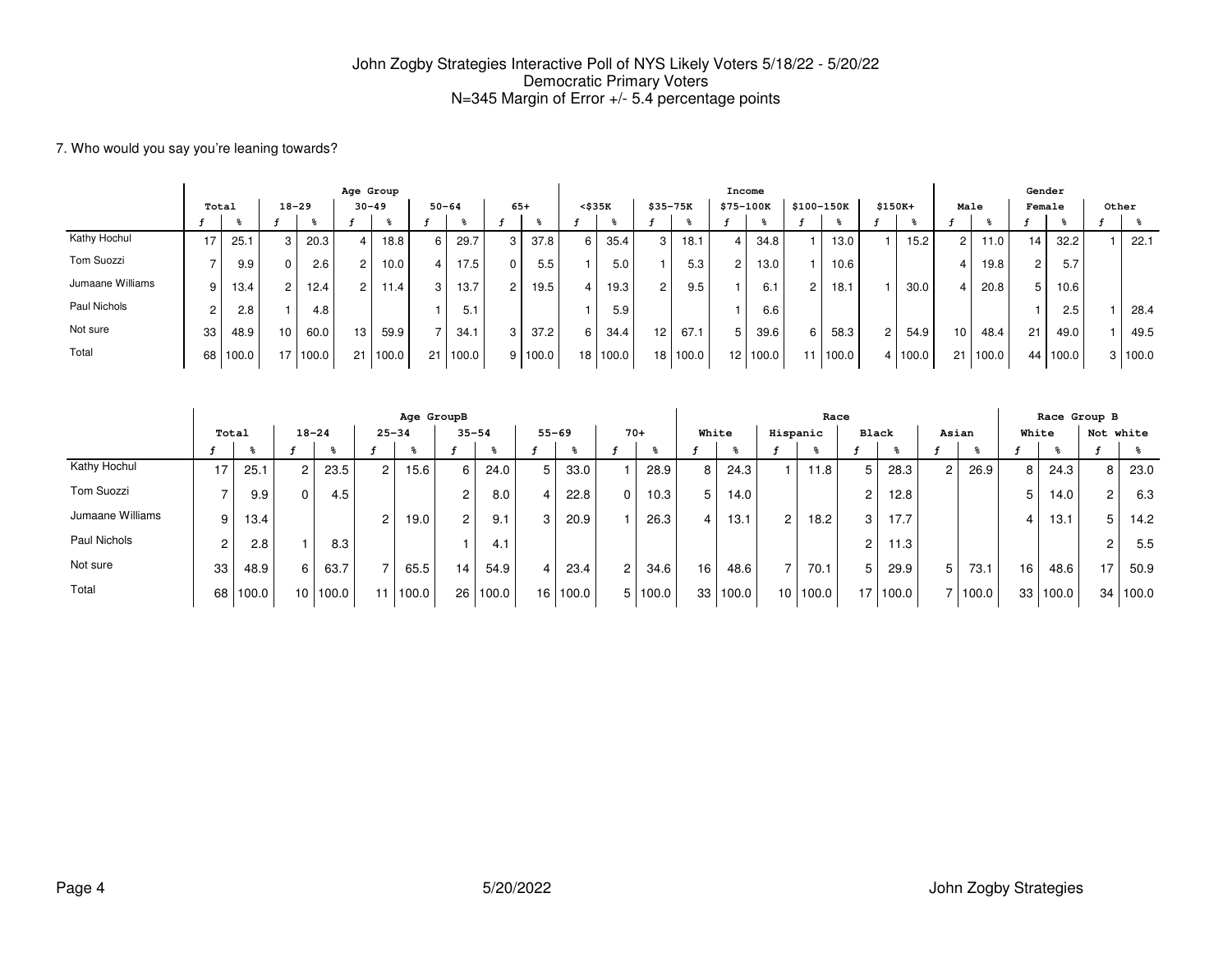# John Zogby Strategies Interactive Poll of NYS Likely Voters 5/18/22 - 5/20/22

Democratic Primary Voters

N=345 Margin of Error +/- 5.4 percentage points

7. Who would you say you're leaning towards?

| | Total | | Age Group | | | | | | | | Income | | | | | | | | | | Gender | | | | | |
|---|---|---|---|---|---|---|---|---|---|---|---|---|---|---|---|---|---|---|---|---|---|---|---|---|---|---|
| | Total | | 18-29 | | 30-49 | | 50-64 | | 65+ | | <$35K | | $35-75K | | $75-100K | | $100-150K | | $150K+ | | Male | | Female | | Other | |
| | f | % | f | % | f | % | f | % | f | % | f | % | f | % | f | % | f | % | f | % | f | % | f | % | f | % |
| Kathy Hochul | 17 | 25.1 | 3 | 20.3 | 4 | 18.8 | 6 | 29.7 | 3 | 37.8 | 6 | 35.4 | 3 | 18.1 | 4 | 34.8 | 1 | 13.0 | 1 | 15.2 | 2 | 11.0 | 14 | 32.2 | 1 | 22.1 |
| Tom Suozzi | 7 | 9.9 | 0 | 2.6 | 2 | 10.0 | 4 | 17.5 | 0 | 5.5 | 1 | 5.0 | 1 | 5.3 | 2 | 13.0 | 1 | 10.6 | | | 4 | 19.8 | 2 | 5.7 | | |
| Jumaane Williams | 9 | 13.4 | 2 | 12.4 | 2 | 11.4 | 3 | 13.7 | 2 | 19.5 | 4 | 19.3 | 2 | 9.5 | 1 | 6.1 | 2 | 18.1 | 1 | 30.0 | 4 | 20.8 | 5 | 10.6 | | |
| Paul Nichols | 2 | 2.8 | 1 | 4.8 | | | 1 | 5.1 | | | 1 | 5.9 | | | 1 | 6.6 | | | | | | | 1 | 2.5 | 1 | 28.4 |
| Not sure | 33 | 48.9 | 10 | 60.0 | 13 | 59.9 | 7 | 34.1 | 3 | 37.2 | 6 | 34.4 | 12 | 67.1 | 5 | 39.6 | 6 | 58.3 | 2 | 54.9 | 10 | 48.4 | 21 | 49.0 | 1 | 49.5 |
| Total | 68 | 100.0 | 17 | 100.0 | 21 | 100.0 | 21 | 100.0 | 9 | 100.0 | 18 | 100.0 | 18 | 100.0 | 12 | 100.0 | 11 | 100.0 | 4 | 100.0 | 21 | 100.0 | 44 | 100.0 | 3 | 100.0 |

| | Total | | Age GroupB | | | | | | | | | | Race | | | | | | | | Race Group B | | | |
|---|---|---|---|---|---|---|---|---|---|---|---|---|---|---|---|---|---|---|---|---|---|---|---|---|
| | Total | | 18-24 | | 25-34 | | 35-54 | | 55-69 | | 70+ | | White | | Hispanic | | Black | | Asian | | White | | Not white | |
| | f | % | f | % | f | % | f | % | f | % | f | % | f | % | f | % | f | % | f | % | f | % | f | % |
| Kathy Hochul | 17 | 25.1 | 2 | 23.5 | 2 | 15.6 | 6 | 24.0 | 5 | 33.0 | 1 | 28.9 | 8 | 24.3 | 1 | 11.8 | 5 | 28.3 | 2 | 26.9 | 8 | 24.3 | 8 | 23.0 |
| Tom Suozzi | 7 | 9.9 | 0 | 4.5 | | | 2 | 8.0 | 4 | 22.8 | 0 | 10.3 | 5 | 14.0 | | | 2 | 12.8 | | | 5 | 14.0 | 2 | 6.3 |
| Jumaane Williams | 9 | 13.4 | | | 2 | 19.0 | 2 | 9.1 | 3 | 20.9 | 1 | 26.3 | 4 | 13.1 | 2 | 18.2 | 3 | 17.7 | | | 4 | 13.1 | 5 | 14.2 |
| Paul Nichols | 2 | 2.8 | 1 | 8.3 | | | 1 | 4.1 | | | | | | | | | 2 | 11.3 | | | | | 2 | 5.5 |
| Not sure | 33 | 48.9 | 6 | 63.7 | 7 | 65.5 | 14 | 54.9 | 4 | 23.4 | 2 | 34.6 | 16 | 48.6 | 7 | 70.1 | 5 | 29.9 | 5 | 73.1 | 16 | 48.6 | 17 | 50.9 |
| Total | 68 | 100.0 | 10 | 100.0 | 11 | 100.0 | 26 | 100.0 | 16 | 100.0 | 5 | 100.0 | 33 | 100.0 | 10 | 100.0 | 17 | 100.0 | 7 | 100.0 | 33 | 100.0 | 34 | 100.0 |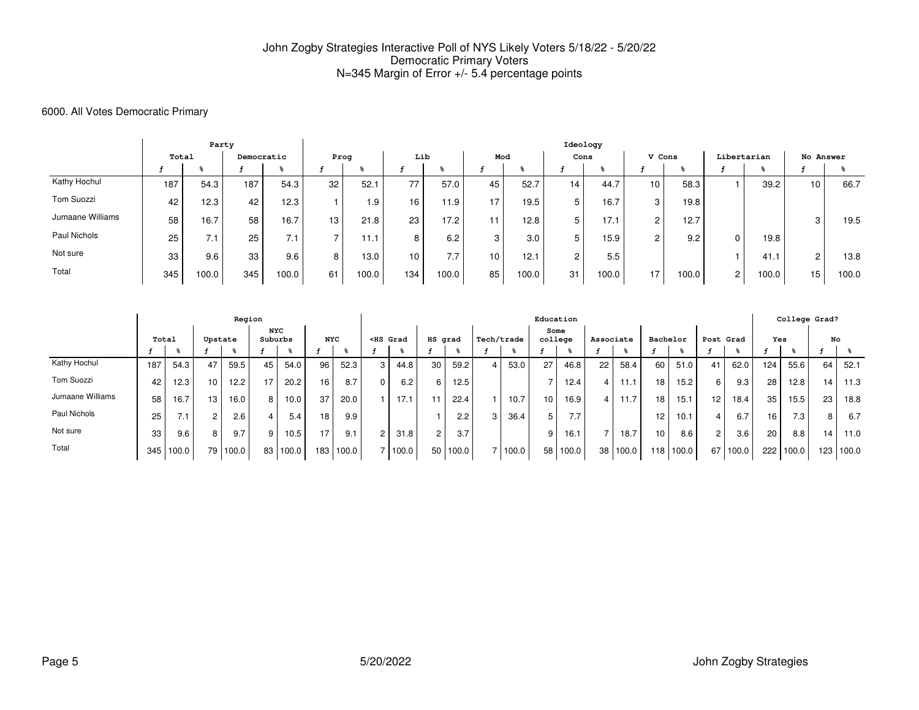# John Zogby Strategies Interactive Poll of NYS Likely Voters 5/18/22 - 5/20/22
## Democratic Primary Voters
### N=345 Margin of Error +/- 5.4 percentage points

6000. All Votes Democratic Primary

| | Party | | | | Ideology | | | | | | | | | | | | | |
|---|---|---|---|---|---|---|---|---|---|---|---|---|---|---|---|---|---|---|
| | Total | | Democratic | | Prog | | Lib | | Mod | | Cons | | V Cons | | Libertarian | | No Answer | |
| | f | % | f | % | f | % | f | % | f | % | f | % | f | % | f | % | f | % |
| Kathy Hochul | 187 | 54.3 | 187 | 54.3 | 32 | 52.1 | 77 | 57.0 | 45 | 52.7 | 14 | 44.7 | 10 | 58.3 | 1 | 39.2 | 10 | 66.7 |
| Tom Suozzi | 42 | 12.3 | 42 | 12.3 | 1 | 1.9 | 16 | 11.9 | 17 | 19.5 | 5 | 16.7 | 3 | 19.8 | | | | |
| Jumaane Williams | 58 | 16.7 | 58 | 16.7 | 13 | 21.8 | 23 | 17.2 | 11 | 12.8 | 5 | 17.1 | 2 | 12.7 | | | 3 | 19.5 |
| Paul Nichols | 25 | 7.1 | 25 | 7.1 | 7 | 11.1 | 8 | 6.2 | 3 | 3.0 | 5 | 15.9 | 2 | 9.2 | 0 | 19.8 | | |
| Not sure | 33 | 9.6 | 33 | 9.6 | 8 | 13.0 | 10 | 7.7 | 10 | 12.1 | 2 | 5.5 | | | 1 | 41.1 | 2 | 13.8 |
| Total | 345 | 100.0 | 345 | 100.0 | 61 | 100.0 | 134 | 100.0 | 85 | 100.0 | 31 | 100.0 | 17 | 100.0 | 2 | 100.0 | 15 | 100.0 |

| | Region | | | | | | | | Education | | | | | | | | | | | | | | College Grad? | | | |
|---|---|---|---|---|---|---|---|---|---|---|---|---|---|---|---|---|---|---|---|---|---|---|---|---|---|---|
| | Total | | Upstate | | NYC Suburbs | | NYC | | <HS Grad | | HS grad | | Tech/trade | | Some college | | Associate | | Bachelor | | Post Grad | | Yes | | No | |
| | f | % | f | % | f | % | f | % | f | % | f | % | f | % | f | % | f | % | f | % | f | % | f | % | f | % |
| Kathy Hochul | 187 | 54.3 | 47 | 59.5 | 45 | 54.0 | 96 | 52.3 | 3 | 44.8 | 30 | 59.2 | 4 | 53.0 | 27 | 46.8 | 22 | 58.4 | 60 | 51.0 | 41 | 62.0 | 124 | 55.6 | 64 | 52.1 |
| Tom Suozzi | 42 | 12.3 | 10 | 12.2 | 17 | 20.2 | 16 | 8.7 | 0 | 6.2 | 6 | 12.5 | | | 7 | 12.4 | 4 | 11.1 | 18 | 15.2 | 6 | 9.3 | 28 | 12.8 | 14 | 11.3 |
| Jumaane Williams | 58 | 16.7 | 13 | 16.0 | 8 | 10.0 | 37 | 20.0 | 1 | 17.1 | 11 | 22.4 | 1 | 10.7 | 10 | 16.9 | 4 | 11.7 | 18 | 15.1 | 12 | 18.4 | 35 | 15.5 | 23 | 18.8 |
| Paul Nichols | 25 | 7.1 | 2 | 2.6 | 4 | 5.4 | 18 | 9.9 | | | 1 | 2.2 | 3 | 36.4 | 5 | 7.7 | | | 12 | 10.1 | 4 | 6.7 | 16 | 7.3 | 8 | 6.7 |
| Not sure | 33 | 9.6 | 8 | 9.7 | 9 | 10.5 | 17 | 9.1 | 2 | 31.8 | 2 | 3.7 | | | 9 | 16.1 | 7 | 18.7 | 10 | 8.6 | 2 | 3.6 | 20 | 8.8 | 14 | 11.0 |
| Total | 345 | 100.0 | 79 | 100.0 | 83 | 100.0 | 183 | 100.0 | 7 | 100.0 | 50 | 100.0 | 7 | 100.0 | 58 | 100.0 | 38 | 100.0 | 118 | 100.0 | 67 | 100.0 | 222 | 100.0 | 123 | 100.0 |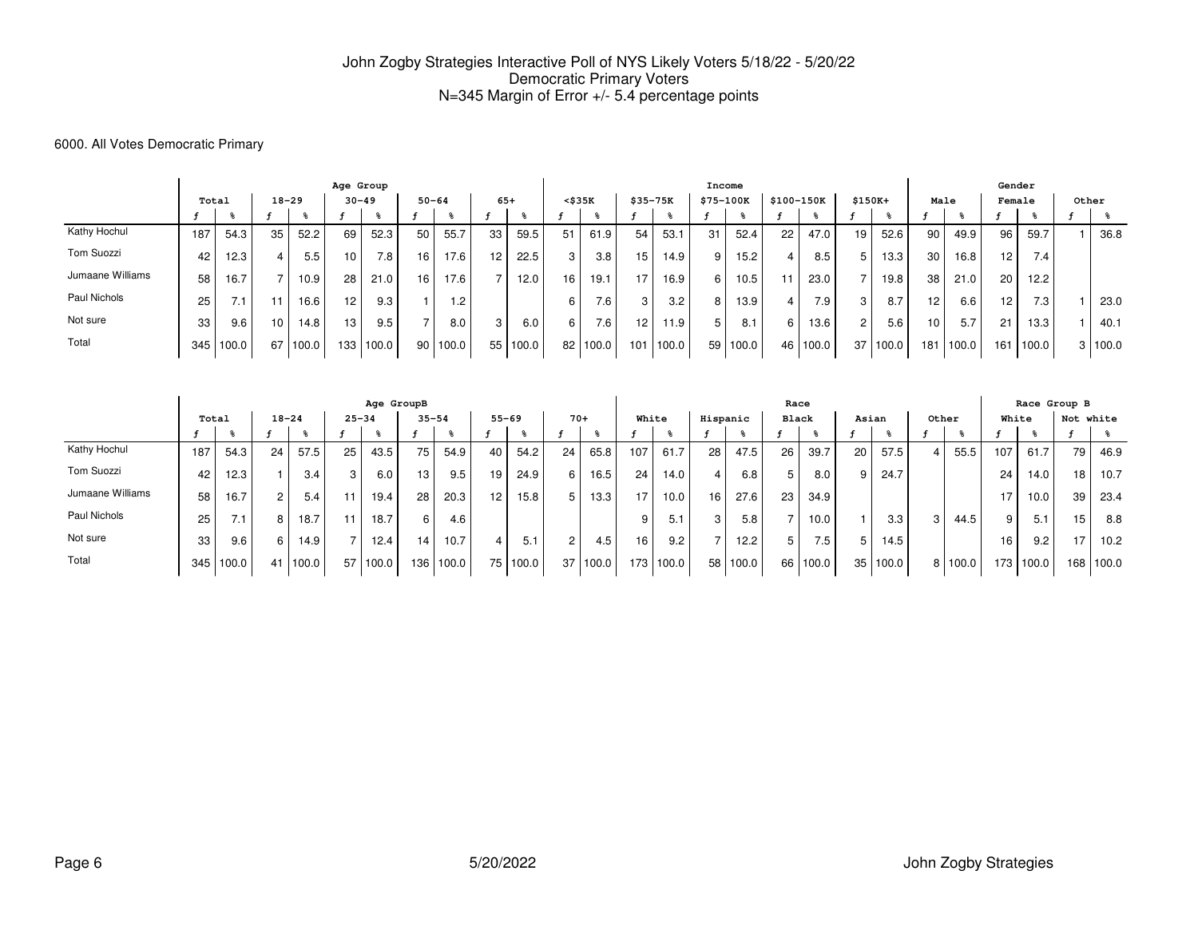John Zogby Strategies Interactive Poll of NYS Likely Voters 5/18/22 - 5/20/22
Democratic Primary Voters
N=345 Margin of Error +/- 5.4 percentage points

6000. All Votes Democratic Primary

| | Total | | Age Group 18-29 | | 30-49 | | 50-64 | | 65+ | | Income <$35K | | $35-75K | | $75-100K | | $100-150K | | $150K+ | | Gender Male | | Female | | Other | |
|---|---|---|---|---|---|---|---|---|---|---|---|---|---|---|---|---|---|---|---|---|---|---|---|---|---|---|
| | f | % | f | % | f | % | f | % | f | % | f | % | f | % | f | % | f | % | f | % | f | % | f | % | f | % |
| Kathy Hochul | 187 | 54.3 | 35 | 52.2 | 69 | 52.3 | 50 | 55.7 | 33 | 59.5 | 51 | 61.9 | 54 | 53.1 | 31 | 52.4 | 22 | 47.0 | 19 | 52.6 | 90 | 49.9 | 96 | 59.7 | 1 | 36.8 |
| Tom Suozzi | 42 | 12.3 | 4 | 5.5 | 10 | 7.8 | 16 | 17.6 | 12 | 22.5 | 3 | 3.8 | 15 | 14.9 | 9 | 15.2 | 4 | 8.5 | 5 | 13.3 | 30 | 16.8 | 12 | 7.4 | | |
| Jumaane Williams | 58 | 16.7 | 7 | 10.9 | 28 | 21.0 | 16 | 17.6 | 7 | 12.0 | 16 | 19.1 | 17 | 16.9 | 6 | 10.5 | 11 | 23.0 | 7 | 19.8 | 38 | 21.0 | 20 | 12.2 | | |
| Paul Nichols | 25 | 7.1 | 11 | 16.6 | 12 | 9.3 | 1 | 1.2 | | | 6 | 7.6 | 3 | 3.2 | 8 | 13.9 | 4 | 7.9 | 3 | 8.7 | 12 | 6.6 | 12 | 7.3 | 1 | 23.0 |
| Not sure | 33 | 9.6 | 10 | 14.8 | 13 | 9.5 | 7 | 8.0 | 3 | 6.0 | 6 | 7.6 | 12 | 11.9 | 5 | 8.1 | 6 | 13.6 | 2 | 5.6 | 10 | 5.7 | 21 | 13.3 | 1 | 40.1 |
| Total | 345 | 100.0 | 67 | 100.0 | 133 | 100.0 | 90 | 100.0 | 55 | 100.0 | 82 | 100.0 | 101 | 100.0 | 59 | 100.0 | 46 | 100.0 | 37 | 100.0 | 181 | 100.0 | 161 | 100.0 | 3 | 100.0 |

| | Total | | Age GroupB 18-24 | | 25-34 | | 35-54 | | 55-69 | | 70+ | | Race White | | Hispanic | | Black | | Asian | | Other | | Race Group B White | | Not white | |
|---|---|---|---|---|---|---|---|---|---|---|---|---|---|---|---|---|---|---|---|---|---|---|---|---|---|---|
| | f | % | f | % | f | % | f | % | f | % | f | % | f | % | f | % | f | % | f | % | f | % | f | % | f | % |
| Kathy Hochul | 187 | 54.3 | 24 | 57.5 | 25 | 43.5 | 75 | 54.9 | 40 | 54.2 | 24 | 65.8 | 107 | 61.7 | 28 | 47.5 | 26 | 39.7 | 20 | 57.5 | 4 | 55.5 | 107 | 61.7 | 79 | 46.9 |
| Tom Suozzi | 42 | 12.3 | 1 | 3.4 | 3 | 6.0 | 13 | 9.5 | 19 | 24.9 | 6 | 16.5 | 24 | 14.0 | 4 | 6.8 | 5 | 8.0 | 9 | 24.7 | | | 24 | 14.0 | 18 | 10.7 |
| Jumaane Williams | 58 | 16.7 | 2 | 5.4 | 11 | 19.4 | 28 | 20.3 | 12 | 15.8 | 5 | 13.3 | 17 | 10.0 | 16 | 27.6 | 23 | 34.9 | | | | | 17 | 10.0 | 39 | 23.4 |
| Paul Nichols | 25 | 7.1 | 8 | 18.7 | 11 | 18.7 | 6 | 4.6 | | | | | 9 | 5.1 | 3 | 5.8 | 7 | 10.0 | 1 | 3.3 | 3 | 44.5 | 9 | 5.1 | 15 | 8.8 |
| Not sure | 33 | 9.6 | 6 | 14.9 | 7 | 12.4 | 14 | 10.7 | 4 | 5.1 | 2 | 4.5 | 16 | 9.2 | 7 | 12.2 | 5 | 7.5 | 5 | 14.5 | | | 16 | 9.2 | 17 | 10.2 |
| Total | 345 | 100.0 | 41 | 100.0 | 57 | 100.0 | 136 | 100.0 | 75 | 100.0 | 37 | 100.0 | 173 | 100.0 | 58 | 100.0 | 66 | 100.0 | 35 | 100.0 | 8 | 100.0 | 173 | 100.0 | 168 | 100.0 |